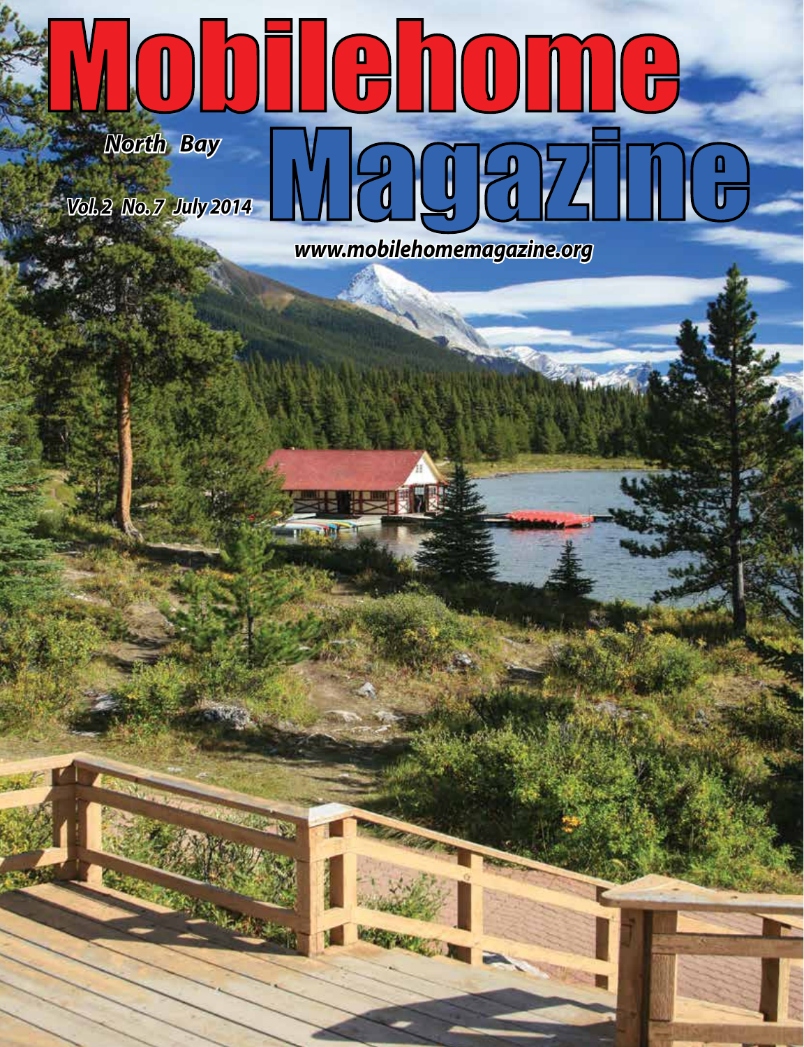# Mobilehome Magazine

*North Bay*

*Vol. 2 No. 7 July 2014*

*www.mobilehomemagazine.org*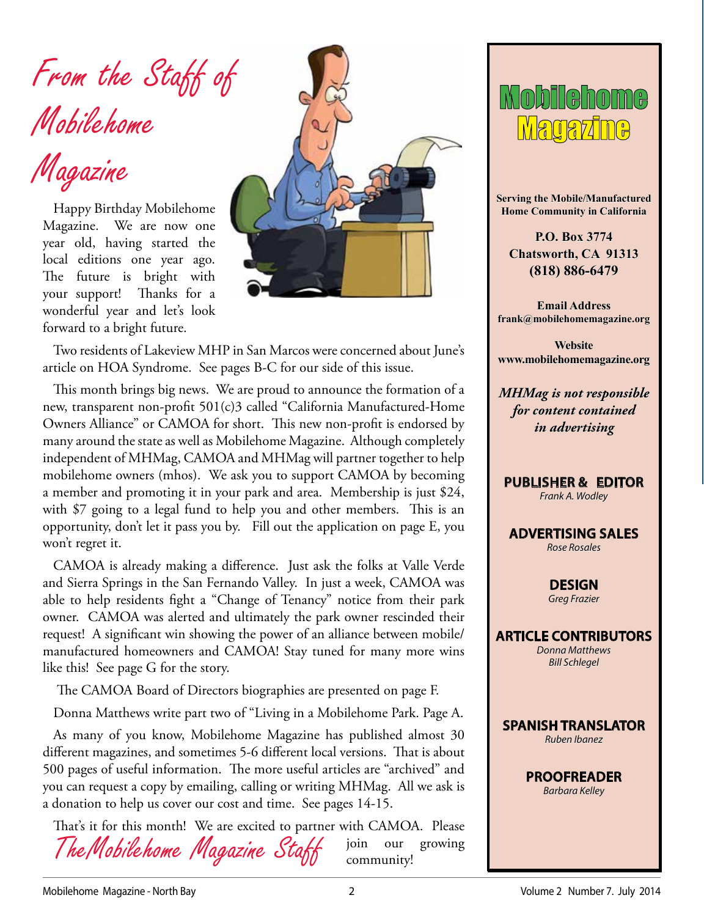# From the Staff of Mobilehome Magazine

Happy Birthday Mobilehome Magazine. We are now one year old, having started the local editions one year ago. The future is bright with your support! Thanks for a wonderful year and let's look forward to a bright future.

Two residents of Lakeview MHP in San Marcos were concerned about June's article on HOA Syndrome. See pages B-C for our side of this issue.

This month brings big news. We are proud to announce the formation of a new, transparent non-profit 501(c)3 called "California Manufactured-Home Owners Alliance" or CAMOA for short. This new non-profit is endorsed by many around the state as well as Mobilehome Magazine. Although completely independent of MHMag, CAMOA and MHMag will partner together to help mobilehome owners (mhos). We ask you to support CAMOA by becoming a member and promoting it in your park and area. Membership is just $24, with $7 going to a legal fund to help you and other members. This is an opportunity, don't let it pass you by. Fill out the application on page E, you won't regret it.

CAMOA is already making a difference. Just ask the folks at Valle Verde and Sierra Springs in the San Fernando Valley. In just a week, CAMOA was able to help residents fight a "Change of Tenancy" notice from their park owner. CAMOA was alerted and ultimately the park owner rescinded their request! A significant win showing the power of an alliance between mobile/manufactured homeowners and CAMOA! Stay tuned for many more wins like this! See page G for the story.

The CAMOA Board of Directors biographies are presented on page F.

Donna Matthews write part two of "Living in a Mobilehome Park. Page A.

As many of you know, Mobilehome Magazine has published almost 30 different magazines, and sometimes 5-6 different local versions. That is about 500 pages of useful information. The more useful articles are "archived" and you can request a copy by emailing, calling or writing MHMag. All we ask is a donation to help us cover our cost and time. See pages 14-15.

That's it for this month! We are excited to partner with CAMOA. Please join our growing community!

*The Mobilehome Magazine Staff*

---

## Mobilehome Magazine

**Serving the Mobile/Manufactured Home Community in California**

**P.O. Box 3774**
**Chatsworth, CA 91313**
**(818) 886-6479**

**Email Address**
**frank@mobilehomemagazine.org**

**Website**
**www.mobilehomemagazine.org**

***MHMag is not responsible for content contained in advertising***

**PUBLISHER & EDITOR**
*Frank A. Wodley*

**ADVERTISING SALES**
*Rose Rosales*

**DESIGN**
*Greg Frazier*

**ARTICLE CONTRIBUTORS**
*Donna Matthews*
*Bill Schlegel*

**SPANISH TRANSLATOR**
*Ruben Ibanez*

**PROOFREADER**
*Barbara Kelley*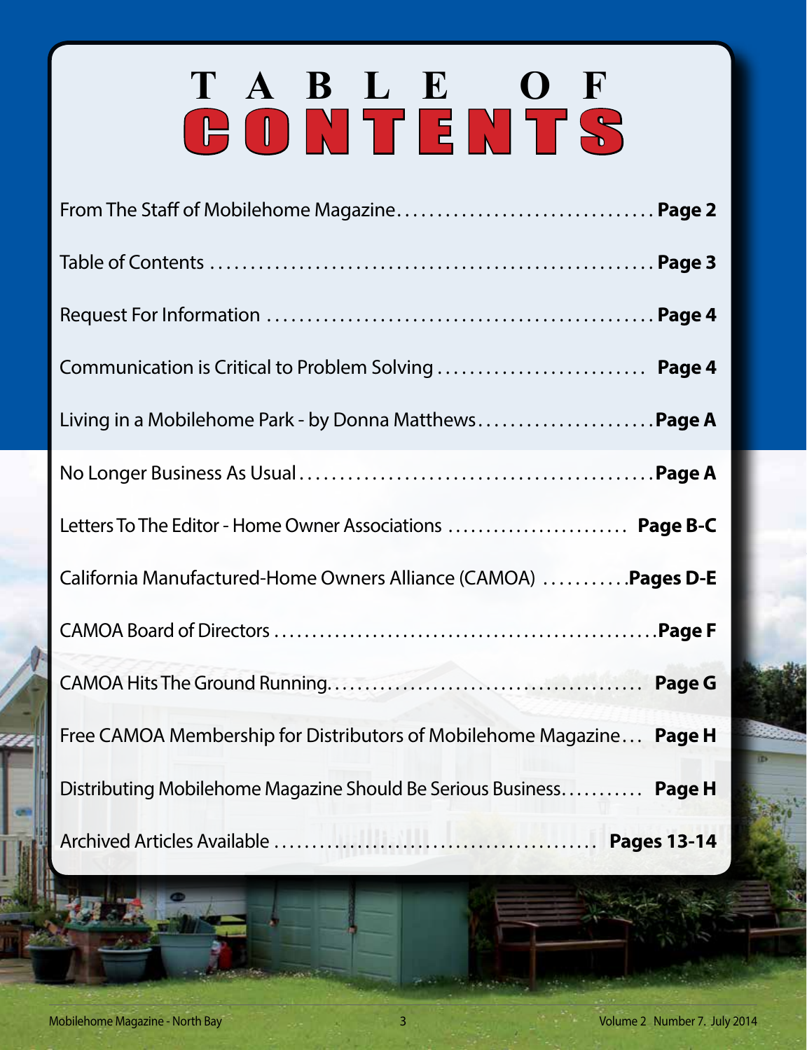# TABLE OF CONTENTS

| | |
|---|---|
| From The Staff of Mobilehome Magazine | **Page 2** |
| Table of Contents | **Page 3** |
| Request For Information | **Page 4** |
| Communication is Critical to Problem Solving | **Page 4** |
| Living in a Mobilehome Park - by Donna Matthews | **Page A** |
| No Longer Business As Usual | **Page A** |
| Letters To The Editor - Home Owner Associations | **Page B-C** |
| California Manufactured-Home Owners Alliance (CAMOA) | **Pages D-E** |
| CAMOA Board of Directors | **Page F** |
| CAMOA Hits The Ground Running | **Page G** |
| Free CAMOA Membership for Distributors of Mobilehome Magazine | **Page H** |
| Distributing Mobilehome Magazine Should Be Serious Business | **Page H** |
| Archived Articles Available | **Pages 13-14** |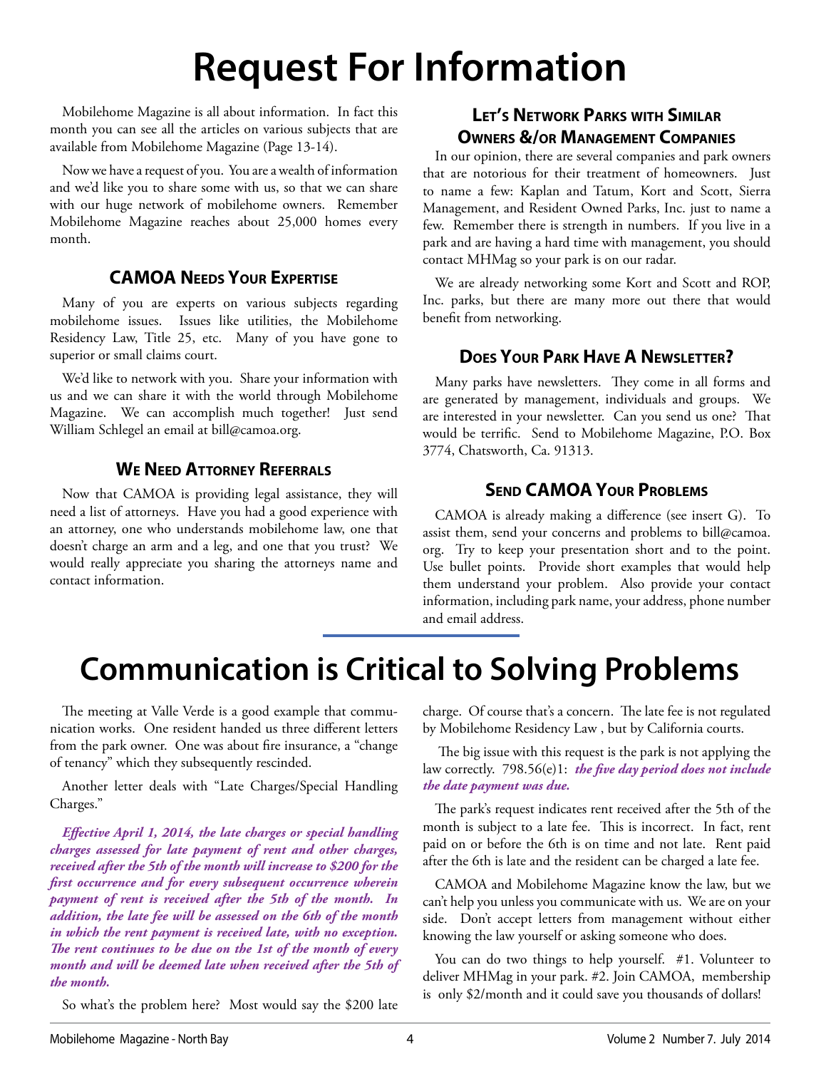# Request For Information

Mobilehome Magazine is all about information. In fact this month you can see all the articles on various subjects that are available from Mobilehome Magazine (Page 13-14).

Now we have a request of you. You are a wealth of information and we'd like you to share some with us, so that we can share with our huge network of mobilehome owners. Remember Mobilehome Magazine reaches about 25,000 homes every month.

### CAMOA Needs Your Expertise

Many of you are experts on various subjects regarding mobilehome issues. Issues like utilities, the Mobilehome Residency Law, Title 25, etc. Many of you have gone to superior or small claims court.

We'd like to network with you. Share your information with us and we can share it with the world through Mobilehome Magazine. We can accomplish much together! Just send William Schlegel an email at bill@camoa.org.

### We Need Attorney Referrals

Now that CAMOA is providing legal assistance, they will need a list of attorneys. Have you had a good experience with an attorney, one who understands mobilehome law, one that doesn't charge an arm and a leg, and one that you trust? We would really appreciate you sharing the attorneys name and contact information.

### Let's Network Parks with Similar Owners &/or Management Companies

In our opinion, there are several companies and park owners that are notorious for their treatment of homeowners. Just to name a few: Kaplan and Tatum, Kort and Scott, Sierra Management, and Resident Owned Parks, Inc. just to name a few. Remember there is strength in numbers. If you live in a park and are having a hard time with management, you should contact MHMag so your park is on our radar.

We are already networking some Kort and Scott and ROP, Inc. parks, but there are many more out there that would benefit from networking.

### Does Your Park Have A Newsletter?

Many parks have newsletters. They come in all forms and are generated by management, individuals and groups. We are interested in your newsletter. Can you send us one? That would be terrific. Send to Mobilehome Magazine, P.O. Box 3774, Chatsworth, Ca. 91313.

### Send CAMOA Your Problems

CAMOA is already making a difference (see insert G). To assist them, send your concerns and problems to bill@camoa.org. Try to keep your presentation short and to the point. Use bullet points. Provide short examples that would help them understand your problem. Also provide your contact information, including park name, your address, phone number and email address.

# Communication is Critical to Solving Problems

The meeting at Valle Verde is a good example that communication works. One resident handed us three different letters from the park owner. One was about fire insurance, a "change of tenancy" which they subsequently rescinded.

Another letter deals with "Late Charges/Special Handling Charges."

***Effective April 1, 2014, the late charges or special handling charges assessed for late payment of rent and other charges, received after the 5th of the month will increase to $200 for the first occurrence and for every subsequent occurrence wherein payment of rent is received after the 5th of the month. In addition, the late fee will be assessed on the 6th of the month in which the rent payment is received late, with no exception. The rent continues to be due on the 1st of the month of every month and will be deemed late when received after the 5th of the month.***

So what's the problem here? Most would say the $200 late charge. Of course that's a concern. The late fee is not regulated by Mobilehome Residency Law , but by California courts.

The big issue with this request is the park is not applying the law correctly. 798.56(e)1: ***the five day period does not include the date payment was due.***

The park's request indicates rent received after the 5th of the month is subject to a late fee. This is incorrect. In fact, rent paid on or before the 6th is on time and not late. Rent paid after the 6th is late and the resident can be charged a late fee.

CAMOA and Mobilehome Magazine know the law, but we can't help you unless you communicate with us. We are on your side. Don't accept letters from management without either knowing the law yourself or asking someone who does.

You can do two things to help yourself. #1. Volunteer to deliver MHMag in your park. #2. Join CAMOA, membership is only $2/month and it could save you thousands of dollars!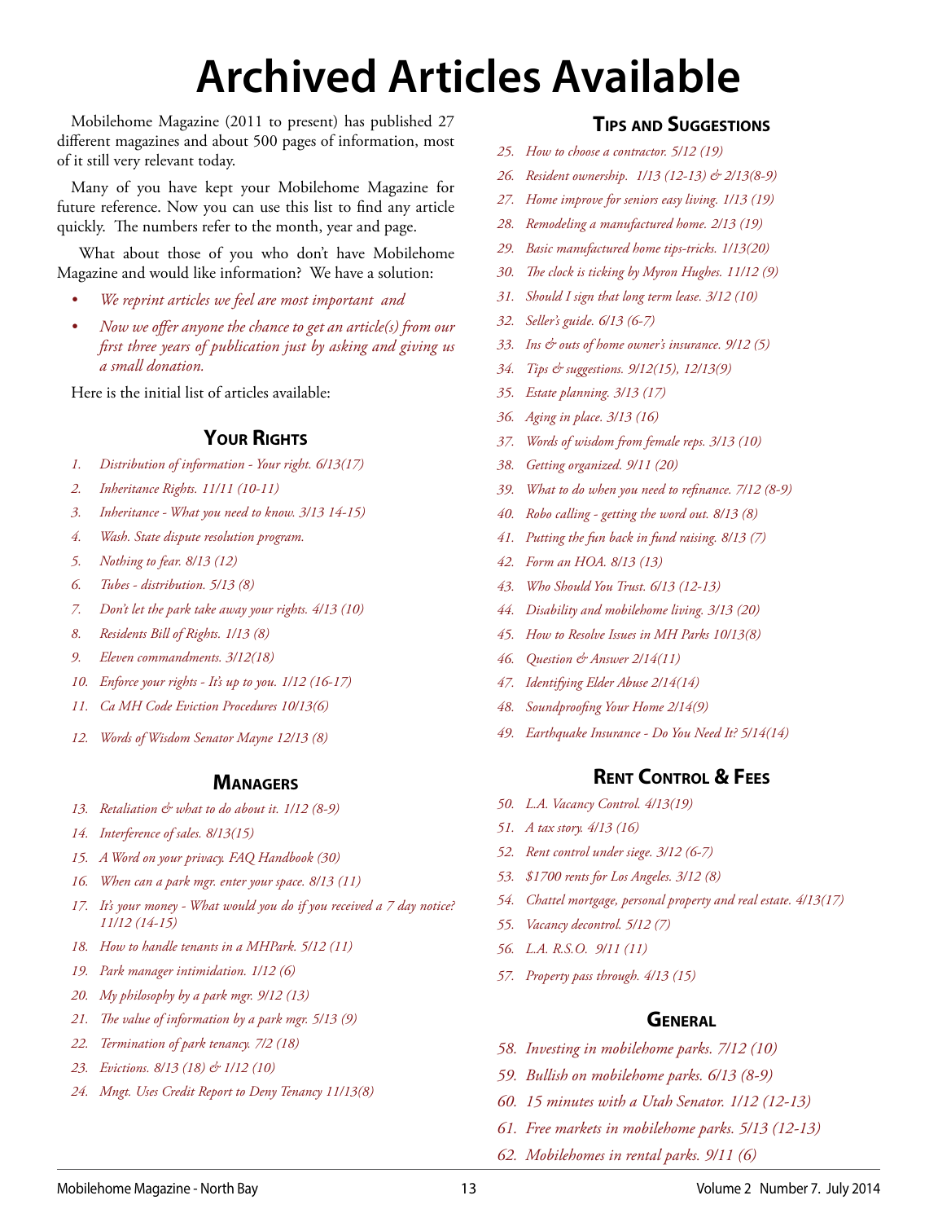# Archived Articles Available

Mobilehome Magazine (2011 to present) has published 27 different magazines and about 500 pages of information, most of it still very relevant today.

Many of you have kept your Mobilehome Magazine for future reference. Now you can use this list to find any article quickly. The numbers refer to the month, year and page.

What about those of you who don't have Mobilehome Magazine and would like information? We have a solution:

- *We reprint articles we feel are most important and*
- *Now we offer anyone the chance to get an article(s) from our first three years of publication just by asking and giving us a small donation.*

Here is the initial list of articles available:

## Your Rights

1. *Distribution of information - Your right. 6/13(17)*
2. *Inheritance Rights. 11/11 (10-11)*
3. *Inheritance - What you need to know. 3/13 14-15)*
4. *Wash. State dispute resolution program.*
5. *Nothing to fear. 8/13 (12)*
6. *Tubes - distribution. 5/13 (8)*
7. *Don't let the park take away your rights. 4/13 (10)*
8. *Residents Bill of Rights. 1/13 (8)*
9. *Eleven commandments. 3/12(18)*
10. *Enforce your rights - It's up to you. 1/12 (16-17)*
11. *Ca MH Code Eviction Procedures 10/13(6)*
12. *Words of Wisdom Senator Mayne 12/13 (8)*

## Managers

13. *Retaliation & what to do about it. 1/12 (8-9)*
14. *Interference of sales. 8/13(15)*
15. *A Word on your privacy. FAQ Handbook (30)*
16. *When can a park mgr. enter your space. 8/13 (11)*
17. *It's your money - What would you do if you received a 7 day notice? 11/12 (14-15)*
18. *How to handle tenants in a MHPark. 5/12 (11)*
19. *Park manager intimidation. 1/12 (6)*
20. *My philosophy by a park mgr. 9/12 (13)*
21. *The value of information by a park mgr. 5/13 (9)*
22. *Termination of park tenancy. 7/2 (18)*
23. *Evictions. 8/13 (18) & 1/12 (10)*
24. *Mngt. Uses Credit Report to Deny Tenancy 11/13(8)*

## Tips and Suggestions

25. *How to choose a contractor. 5/12 (19)*
26. *Resident ownership. 1/13 (12-13) & 2/13(8-9)*
27. *Home improve for seniors easy living. 1/13 (19)*
28. *Remodeling a manufactured home. 2/13 (19)*
29. *Basic manufactured home tips-tricks. 1/13(20)*
30. *The clock is ticking by Myron Hughes. 11/12 (9)*
31. *Should I sign that long term lease. 3/12 (10)*
32. *Seller's guide. 6/13 (6-7)*
33. *Ins & outs of home owner's insurance. 9/12 (5)*
34. *Tips & suggestions. 9/12(15), 12/13(9)*
35. *Estate planning. 3/13 (17)*
36. *Aging in place. 3/13 (16)*
37. *Words of wisdom from female reps. 3/13 (10)*
38. *Getting organized. 9/11 (20)*
39. *What to do when you need to refinance. 7/12 (8-9)*
40. *Robo calling - getting the word out. 8/13 (8)*
41. *Putting the fun back in fund raising. 8/13 (7)*
42. *Form an HOA. 8/13 (13)*
43. *Who Should You Trust. 6/13 (12-13)*
44. *Disability and mobilehome living. 3/13 (20)*
45. *How to Resolve Issues in MH Parks 10/13(8)*
46. *Question & Answer 2/14(11)*
47. *Identifying Elder Abuse 2/14(14)*
48. *Soundproofing Your Home 2/14(9)*
49. *Earthquake Insurance - Do You Need It? 5/14(14)*

## Rent Control & Fees

50. *L.A. Vacancy Control. 4/13(19)*
51. *A tax story. 4/13 (16)*
52. *Rent control under siege. 3/12 (6-7)*
53. *$1700 rents for Los Angeles. 3/12 (8)*
54. *Chattel mortgage, personal property and real estate. 4/13(17)*
55. *Vacancy decontrol. 5/12 (7)*
56. *L.A. R.S.O. 9/11 (11)*
57. *Property pass through. 4/13 (15)*

## General

58. *Investing in mobilehome parks. 7/12 (10)*
59. *Bullish on mobilehome parks. 6/13 (8-9)*
60. *15 minutes with a Utah Senator. 1/12 (12-13)*
61. *Free markets in mobilehome parks. 5/13 (12-13)*
62. *Mobilehomes in rental parks. 9/11 (6)*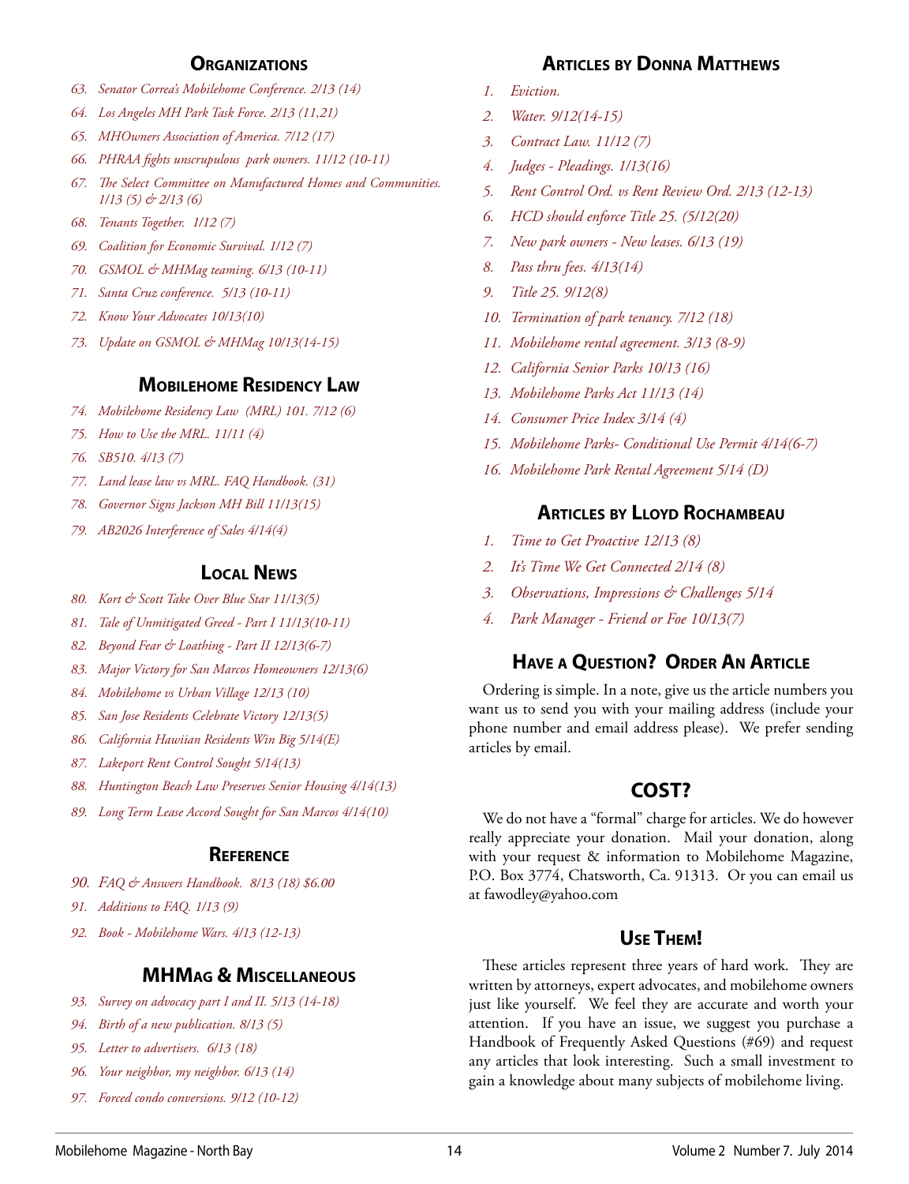## Organizations

63. *Senator Correa's Mobilehome Conference. 2/13 (14)*
64. *Los Angeles MH Park Task Force. 2/13 (11,21)*
65. *MHOwners Association of America. 7/12 (17)*
66. *PHRAA fights unscrupulous park owners. 11/12 (10-11)*
67. *The Select Committee on Manufactured Homes and Communities. 1/13 (5) & 2/13 (6)*
68. *Tenants Together. 1/12 (7)*
69. *Coalition for Economic Survival. 1/12 (7)*
70. *GSMOL & MHMag teaming. 6/13 (10-11)*
71. *Santa Cruz conference. 5/13 (10-11)*
72. *Know Your Advocates 10/13(10)*
73. *Update on GSMOL & MHMag 10/13(14-15)*

## Mobilehome Residency Law

74. *Mobilehome Residency Law (MRL) 101. 7/12 (6)*
75. *How to Use the MRL. 11/11 (4)*
76. *SB510. 4/13 (7)*
77. *Land lease law vs MRL. FAQ Handbook. (31)*
78. *Governor Signs Jackson MH Bill 11/13(15)*
79. *AB2026 Interference of Sales 4/14(4)*

## Local News

80. *Kort & Scott Take Over Blue Star 11/13(5)*
81. *Tale of Unmitigated Greed - Part I 11/13(10-11)*
82. *Beyond Fear & Loathing - Part II 12/13(6-7)*
83. *Major Victory for San Marcos Homeowners 12/13(6)*
84. *Mobilehome vs Urban Village 12/13 (10)*
85. *San Jose Residents Celebrate Victory 12/13(5)*
86. *California Hawiian Residents Win Big 5/14(E)*
87. *Lakeport Rent Control Sought 5/14(13)*
88. *Huntington Beach Law Preserves Senior Housing 4/14(13)*
89. *Long Term Lease Accord Sought for San Marcos 4/14(10)*

## Reference

90. *FAQ & Answers Handbook. 8/13 (18) $6.00*
91. *Additions to FAQ. 1/13 (9)*
92. *Book - Mobilehome Wars. 4/13 (12-13)*

## MHMag & Miscellaneous

93. *Survey on advocacy part I and II. 5/13 (14-18)*
94. *Birth of a new publication. 8/13 (5)*
95. *Letter to advertisers. 6/13 (18)*
96. *Your neighbor, my neighbor. 6/13 (14)*
97. *Forced condo conversions. 9/12 (10-12)*

## Articles by Donna Matthews

1. *Eviction.*
2. *Water. 9/12(14-15)*
3. *Contract Law. 11/12 (7)*
4. *Judges - Pleadings. 1/13(16)*
5. *Rent Control Ord. vs Rent Review Ord. 2/13 (12-13)*
6. *HCD should enforce Title 25. (5/12(20)*
7. *New park owners - New leases. 6/13 (19)*
8. *Pass thru fees. 4/13(14)*
9. *Title 25. 9/12(8)*
10. *Termination of park tenancy. 7/12 (18)*
11. *Mobilehome rental agreement. 3/13 (8-9)*
12. *California Senior Parks 10/13 (16)*
13. *Mobilehome Parks Act 11/13 (14)*
14. *Consumer Price Index 3/14 (4)*
15. *Mobilehome Parks- Conditional Use Permit 4/14(6-7)*
16. *Mobilehome Park Rental Agreement 5/14 (D)*

## Articles by Lloyd Rochambeau

1. *Time to Get Proactive 12/13 (8)*
2. *It's Time We Get Connected 2/14 (8)*
3. *Observations, Impressions & Challenges 5/14*
4. *Park Manager - Friend or Foe 10/13(7)*

## Have a Question? Order An Article

Ordering is simple. In a note, give us the article numbers you want us to send you with your mailing address (include your phone number and email address please). We prefer sending articles by email.

## COST?

We do not have a "formal" charge for articles. We do however really appreciate your donation. Mail your donation, along with your request & information to Mobilehome Magazine, P.O. Box 3774, Chatsworth, Ca. 91313. Or you can email us at fawodley@yahoo.com

## Use Them!

These articles represent three years of hard work. They are written by attorneys, expert advocates, and mobilehome owners just like yourself. We feel they are accurate and worth your attention. If you have an issue, we suggest you purchase a Handbook of Frequently Asked Questions (#69) and request any articles that look interesting. Such a small investment to gain a knowledge about many subjects of mobilehome living.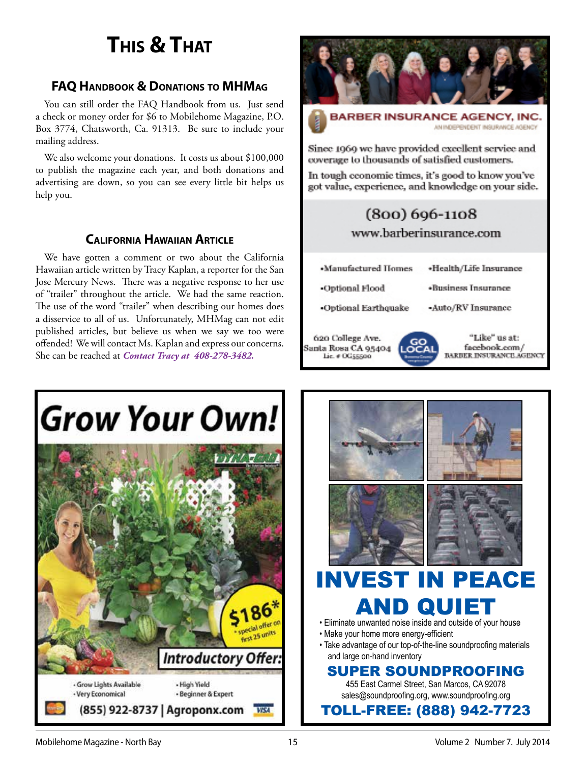# This & That

## FAQ Handbook & Donations to MHMag

You can still order the FAQ Handbook from us. Just send a check or money order for $6 to Mobilehome Magazine, P.O. Box 3774, Chatsworth, Ca. 91313. Be sure to include your mailing address.

We also welcome your donations. It costs us about $100,000 to publish the magazine each year, and both donations and advertising are down, so you can see every little bit helps us help you.

## California Hawaiian Article

We have gotten a comment or two about the California Hawaiian article written by Tracy Kaplan, a reporter for the San Jose Mercury News. There was a negative response to her use of "trailer" throughout the article. We had the same reaction. The use of the word "trailer" when describing our homes does a disservice to all of us. Unfortunately, MHMag can not edit published articles, but believe us when we say we too were offended! We will contact Ms. Kaplan and express our concerns. She can be reached at ***Contact Tracy at 408-278-3482.***

---

**BARBER INSURANCE AGENCY, INC.**
AN INDEPENDENT INSURANCE AGENCY

Since 1969 we have provided excellent service and coverage to thousands of satisfied customers.

In tough economic times, it's good to know you've got value, experience, and knowledge on your side.

(800) 696-1108
www.barberinsurance.com

- Manufactured Homes
- Health/Life Insurance
- Optional Flood
- Business Insurance
- Optional Earthquake
- Auto/RV Insurance

620 College Ave.
Santa Rosa CA 95404
Lic. # 0G55500

GO LOCAL

"Like" us at:
facebook.com/
BARBER INSURANCE AGENCY

---

# Grow Your Own!

DYNA-GRO

$186* *special offer on first 25 units

**Introductory Offer:**

- Grow Lights Available
- Very Economical
- High Yield
- Beginner & Expert

(855) 922-8737 | Agroponx.com

---

# INVEST IN PEACE AND QUIET

- Eliminate unwanted noise inside and outside of your house
- Make your home more energy-efficient
- Take advantage of our top-of-the-line soundproofing materials and large on-hand inventory

**SUPER SOUNDPROOFING**
455 East Carmel Street, San Marcos, CA 92078
sales@soundproofing.org, www.soundproofing.org

**TOLL-FREE: (888) 942-7723**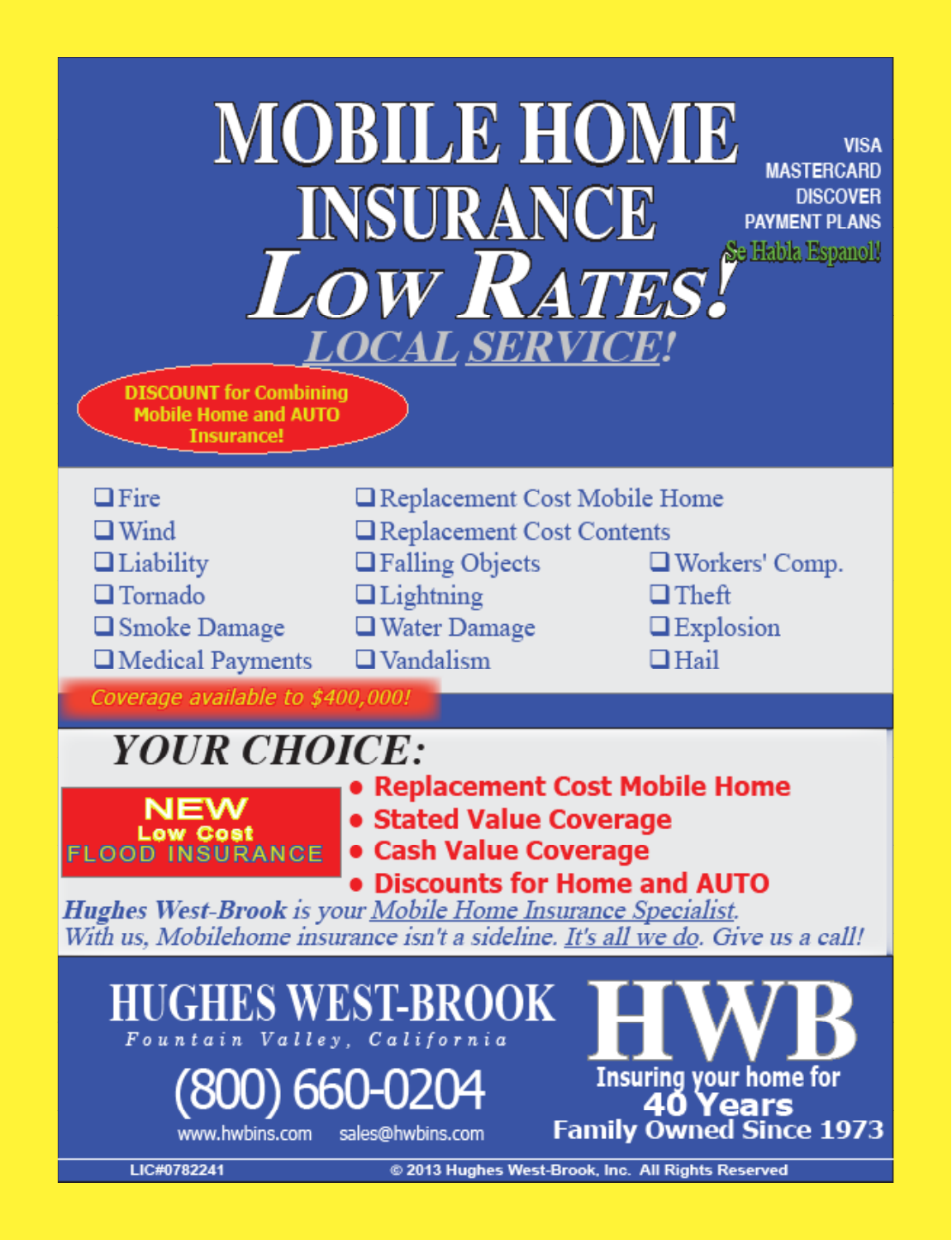# MOBILE HOME INSURANCE

# *LOW RATES!*

## *LOCAL SERVICE!*

VISA
MASTERCARD
DISCOVER
PAYMENT PLANS

*Se Habla Espanol!*

**DISCOUNT for Combining Mobile Home and AUTO Insurance!**

- ❑ Fire
- ❑ Wind
- ❑ Liability
- ❑ Tornado
- ❑ Smoke Damage
- ❑ Medical Payments
- ❑ Replacement Cost Mobile Home
- ❑ Replacement Cost Contents
- ❑ Falling Objects
- ❑ Lightning
- ❑ Water Damage
- ❑ Vandalism
- ❑ Workers' Comp.
- ❑ Theft
- ❑ Explosion
- ❑ Hail

*Coverage available to $400,000!*

## *YOUR CHOICE:*

**NEW Low Cost FLOOD INSURANCE**

- **Replacement Cost Mobile Home**
- **Stated Value Coverage**
- **Cash Value Coverage**
- **Discounts for Home and AUTO**

***Hughes West-Brook*** *is your* *Mobile Home Insurance Specialist.*
*With us, Mobilehome insurance isn't a sideline. It's all we do. Give us a call!*

# HUGHES WEST-BROOK

*Fountain Valley, California*

(800) 660-0204

www.hwbins.com sales@hwbins.com

# HWB

**Insuring your home for 40 Years**
**Family Owned Since 1973**

LIC#0782241

© 2013 Hughes West-Brook, Inc. All Rights Reserved